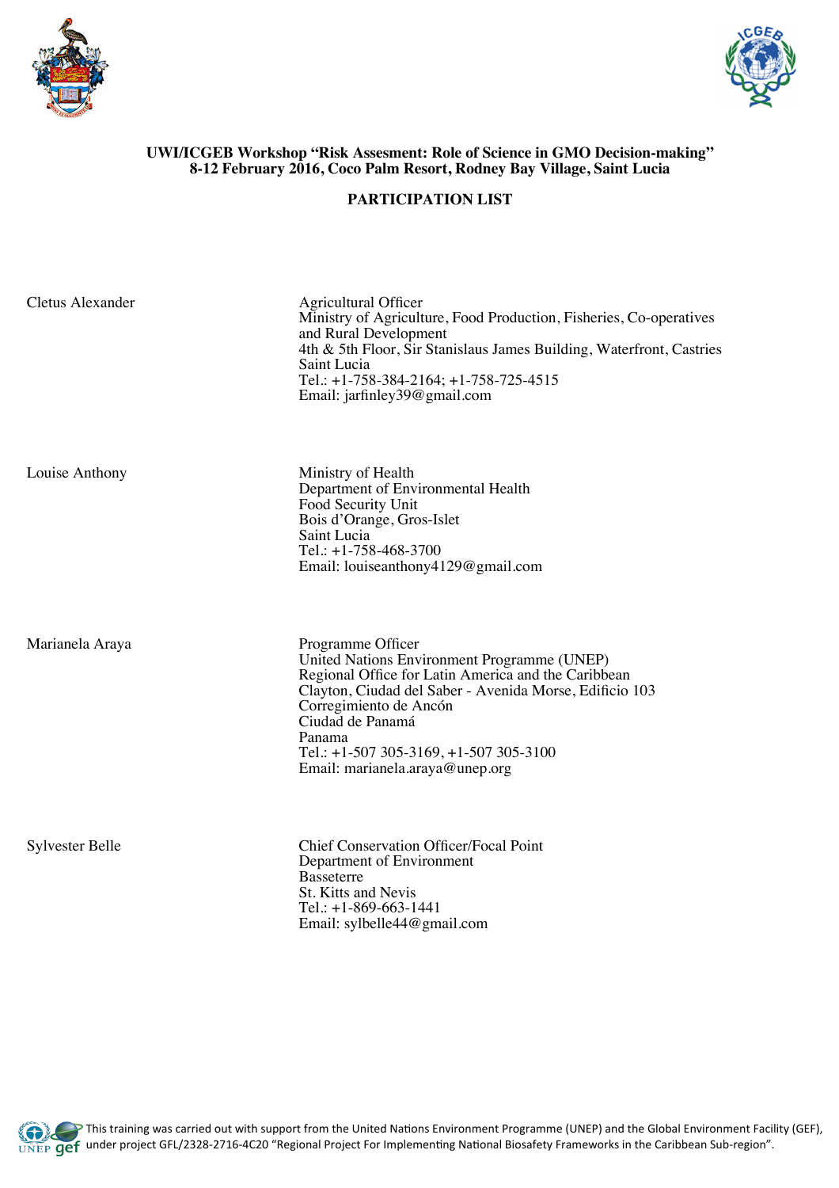**UWI/ICGEB Workshop "Risk Assesment: Role of Science in GMO Decision-making"**
**8-12 February 2016, Coco Palm Resort, Rodney Bay Village, Saint Lucia**

**PARTICIPATION LIST**

| | |
|---|---|
| Cletus Alexander | Agricultural Officer<br>Ministry of Agriculture, Food Production, Fisheries, Co-operatives and Rural Development<br>4th & 5th Floor, Sir Stanislaus James Building, Waterfront, Castries<br>Saint Lucia<br>Tel.: +1-758-384-2164; +1-758-725-4515<br>Email: jarfinley39@gmail.com |
| Louise Anthony | Ministry of Health<br>Department of Environmental Health<br>Food Security Unit<br>Bois d'Orange, Gros-Islet<br>Saint Lucia<br>Tel.: +1-758-468-3700<br>Email: louiseanthony4129@gmail.com |
| Marianela Araya | Programme Officer<br>United Nations Environment Programme (UNEP)<br>Regional Office for Latin America and the Caribbean<br>Clayton, Ciudad del Saber - Avenida Morse, Edificio 103<br>Corregimiento de Ancón<br>Ciudad de Panamá<br>Panama<br>Tel.: +1-507 305-3169, +1-507 305-3100<br>Email: marianela.araya@unep.org |
| Sylvester Belle | Chief Conservation Officer/Focal Point<br>Department of Environment<br>Basseterre<br>St. Kitts and Nevis<br>Tel.: +1-869-663-1441<br>Email: sylbelle44@gmail.com |

This training was carried out with support from the United Nations Environment Programme (UNEP) and the Global Environment Facility (GEF), under project GFL/2328-2716-4C20 "Regional Project For Implementing National Biosafety Frameworks in the Caribbean Sub-region".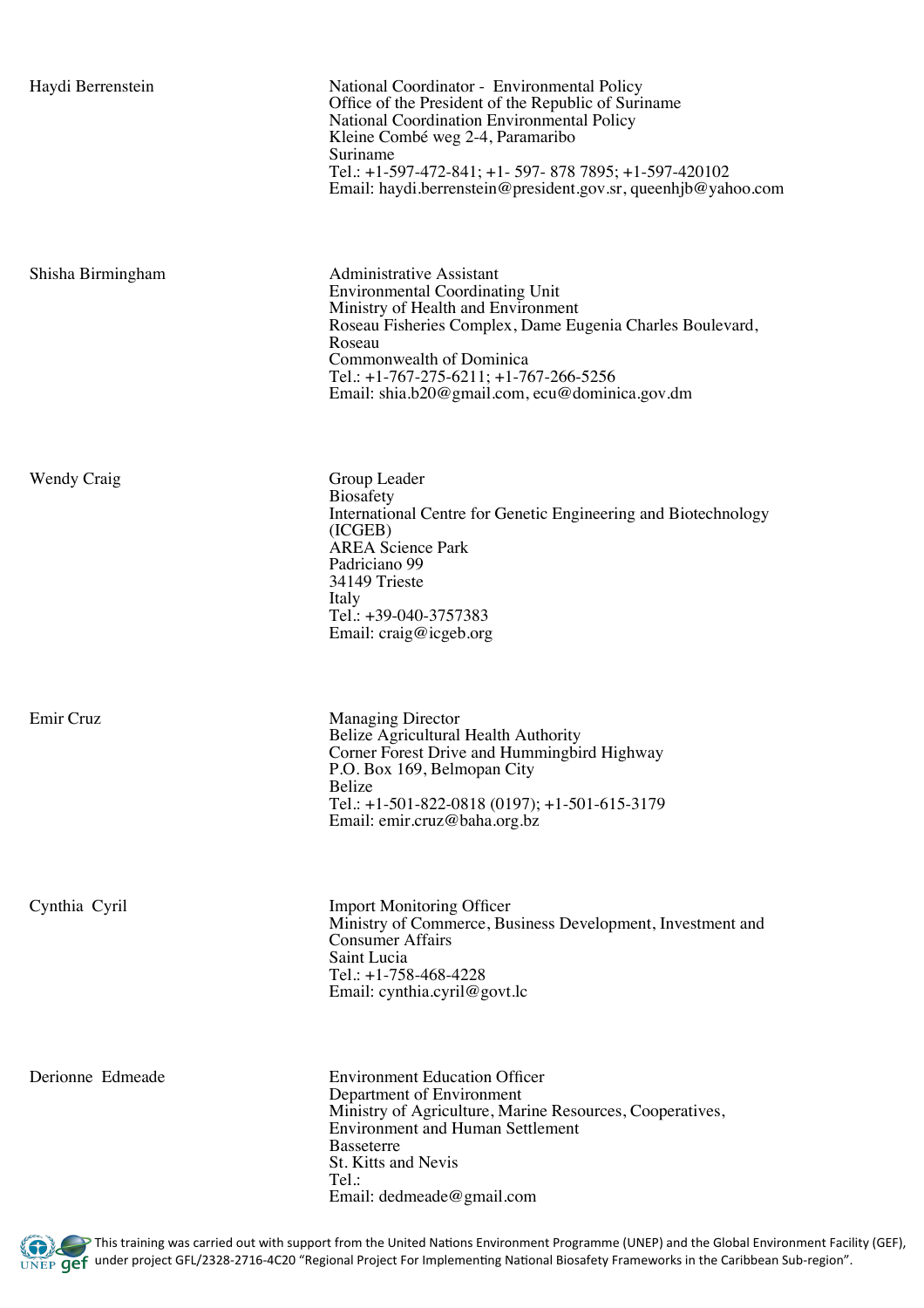| | |
|---|---|
| Haydi Berrenstein | National Coordinator - Environmental Policy<br>Office of the President of the Republic of Suriname<br>National Coordination Environmental Policy<br>Kleine Combé weg 2-4, Paramaribo<br>Suriname<br>Tel.: +1-597-472-841; +1- 597- 878 7895; +1-597-420102<br>Email: haydi.berrenstein@president.gov.sr, queenhjb@yahoo.com |
| Shisha Birmingham | Administrative Assistant<br>Environmental Coordinating Unit<br>Ministry of Health and Environment<br>Roseau Fisheries Complex, Dame Eugenia Charles Boulevard, Roseau<br>Commonwealth of Dominica<br>Tel.: +1-767-275-6211; +1-767-266-5256<br>Email: shia.b20@gmail.com, ecu@dominica.gov.dm |
| Wendy Craig | Group Leader<br>Biosafety<br>International Centre for Genetic Engineering and Biotechnology (ICGEB)<br>AREA Science Park<br>Padriciano 99<br>34149 Trieste<br>Italy<br>Tel.: +39-040-3757383<br>Email: craig@icgeb.org |
| Emir Cruz | Managing Director<br>Belize Agricultural Health Authority<br>Corner Forest Drive and Hummingbird Highway<br>P.O. Box 169, Belmopan City<br>Belize<br>Tel.: +1-501-822-0818 (0197); +1-501-615-3179<br>Email: emir.cruz@baha.org.bz |
| Cynthia Cyril | Import Monitoring Officer<br>Ministry of Commerce, Business Development, Investment and Consumer Affairs<br>Saint Lucia<br>Tel.: +1-758-468-4228<br>Email: cynthia.cyril@govt.lc |
| Derionne Edmeade | Environment Education Officer<br>Department of Environment<br>Ministry of Agriculture, Marine Resources, Cooperatives, Environment and Human Settlement<br>Basseterre<br>St. Kitts and Nevis<br>Tel.:<br>Email: dedmeade@gmail.com |

This training was carried out with support from the United Nations Environment Programme (UNEP) and the Global Environment Facility (GEF), under project GFL/2328-2716-4C20 "Regional Project For Implementing National Biosafety Frameworks in the Caribbean Sub-region".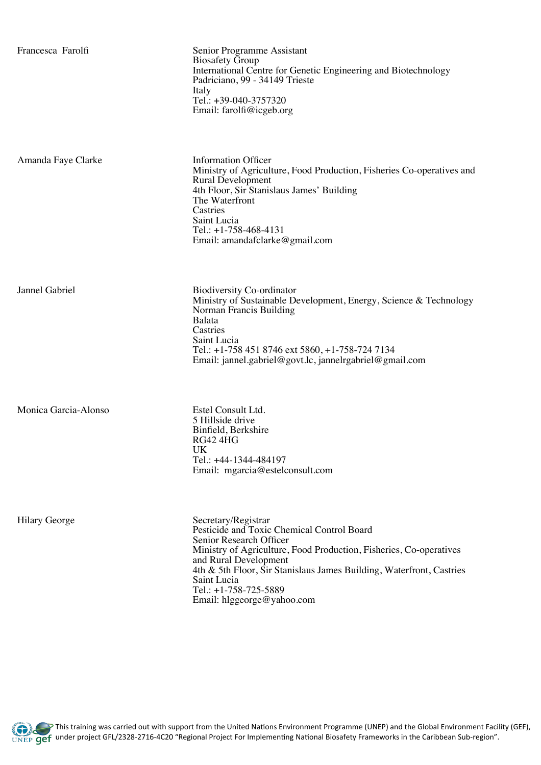| | |
|---|---|
| Francesca Farolfi | Senior Programme Assistant<br>Biosafety Group<br>International Centre for Genetic Engineering and Biotechnology<br>Padriciano, 99 - 34149 Trieste<br>Italy<br>Tel.: +39-040-3757320<br>Email: farolfi@icgeb.org |
| Amanda Faye Clarke | Information Officer<br>Ministry of Agriculture, Food Production, Fisheries Co-operatives and Rural Development<br>4th Floor, Sir Stanislaus James' Building<br>The Waterfront<br>Castries<br>Saint Lucia<br>Tel.: +1-758-468-4131<br>Email: amandafclarke@gmail.com |
| Jannel Gabriel | Biodiversity Co-ordinator<br>Ministry of Sustainable Development, Energy, Science & Technology<br>Norman Francis Building<br>Balata<br>Castries<br>Saint Lucia<br>Tel.: +1-758 451 8746 ext 5860, +1-758-724 7134<br>Email: jannel.gabriel@govt.lc, jannelrgabriel@gmail.com |
| Monica Garcia-Alonso | Estel Consult Ltd.<br>5 Hillside drive<br>Binfield, Berkshire<br>RG42 4HG<br>UK<br>Tel.: +44-1344-484197<br>Email: mgarcia@estelconsult.com |
| Hilary George | Secretary/Registrar<br>Pesticide and Toxic Chemical Control Board<br>Senior Research Officer<br>Ministry of Agriculture, Food Production, Fisheries, Co-operatives and Rural Development<br>4th & 5th Floor, Sir Stanislaus James Building, Waterfront, Castries<br>Saint Lucia<br>Tel.: +1-758-725-5889<br>Email: hlggeorge@yahoo.com |

This training was carried out with support from the United Nations Environment Programme (UNEP) and the Global Environment Facility (GEF), under project GFL/2328-2716-4C20 "Regional Project For Implementing National Biosafety Frameworks in the Caribbean Sub-region".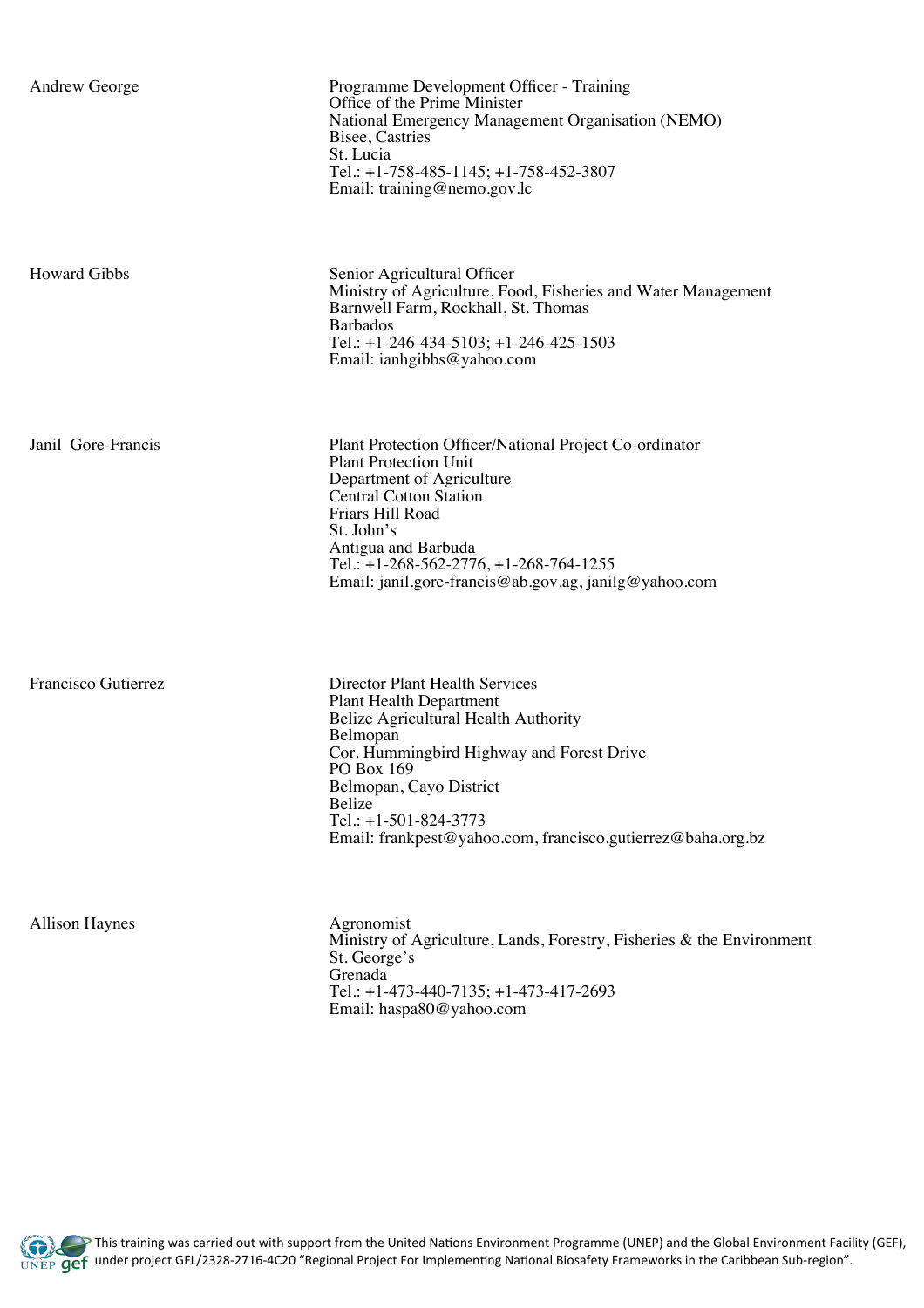| | |
|---|---|
| Andrew George | Programme Development Officer - Training<br>Office of the Prime Minister<br>National Emergency Management Organisation (NEMO)<br>Bisee, Castries<br>St. Lucia<br>Tel.: +1-758-485-1145; +1-758-452-3807<br>Email: training@nemo.gov.lc |
| Howard Gibbs | Senior Agricultural Officer<br>Ministry of Agriculture, Food, Fisheries and Water Management<br>Barnwell Farm, Rockhall, St. Thomas<br>Barbados<br>Tel.: +1-246-434-5103; +1-246-425-1503<br>Email: ianhgibbs@yahoo.com |
| Janil Gore-Francis | Plant Protection Officer/National Project Co-ordinator<br>Plant Protection Unit<br>Department of Agriculture<br>Central Cotton Station<br>Friars Hill Road<br>St. John's<br>Antigua and Barbuda<br>Tel.: +1-268-562-2776, +1-268-764-1255<br>Email: janil.gore-francis@ab.gov.ag, janilg@yahoo.com |
| Francisco Gutierrez | Director Plant Health Services<br>Plant Health Department<br>Belize Agricultural Health Authority<br>Belmopan<br>Cor. Hummingbird Highway and Forest Drive<br>PO Box 169<br>Belmopan, Cayo District<br>Belize<br>Tel.: +1-501-824-3773<br>Email: frankpest@yahoo.com, francisco.gutierrez@baha.org.bz |
| Allison Haynes | Agronomist<br>Ministry of Agriculture, Lands, Forestry, Fisheries & the Environment<br>St. George's<br>Grenada<br>Tel.: +1-473-440-7135; +1-473-417-2693<br>Email: haspa80@yahoo.com |

This training was carried out with support from the United Nations Environment Programme (UNEP) and the Global Environment Facility (GEF), under project GFL/2328-2716-4C20 "Regional Project For Implementing National Biosafety Frameworks in the Caribbean Sub-region".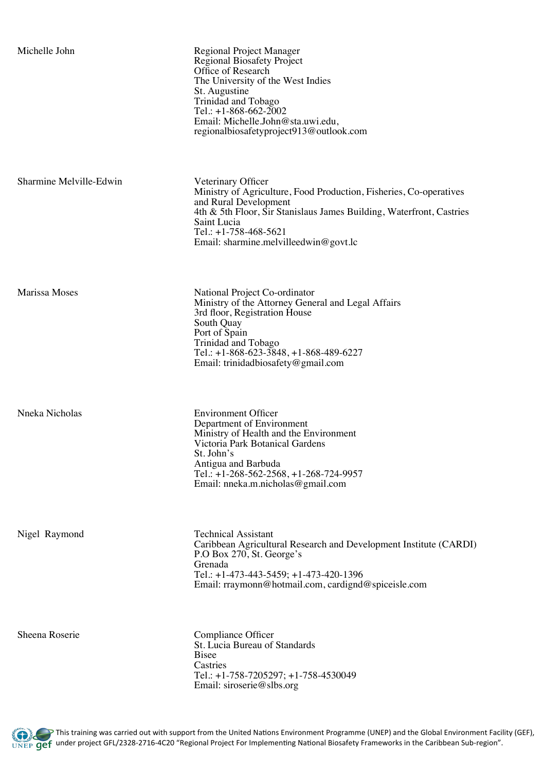| | |
|---|---|
| Michelle John | Regional Project Manager<br>Regional Biosafety Project<br>Office of Research<br>The University of the West Indies<br>St. Augustine<br>Trinidad and Tobago<br>Tel.: +1-868-662-2002<br>Email: Michelle.John@sta.uwi.edu, regionalbiosafetyproject913@outlook.com |
| Sharmine Melville-Edwin | Veterinary Officer<br>Ministry of Agriculture, Food Production, Fisheries, Co-operatives and Rural Development<br>4th & 5th Floor, Sir Stanislaus James Building, Waterfront, Castries<br>Saint Lucia<br>Tel.: +1-758-468-5621<br>Email: sharmine.melvilleedwin@govt.lc |
| Marissa Moses | National Project Co-ordinator<br>Ministry of the Attorney General and Legal Affairs<br>3rd floor, Registration House<br>South Quay<br>Port of Spain<br>Trinidad and Tobago<br>Tel.: +1-868-623-3848, +1-868-489-6227<br>Email: trinidadbiosafety@gmail.com |
| Nneka Nicholas | Environment Officer<br>Department of Environment<br>Ministry of Health and the Environment<br>Victoria Park Botanical Gardens<br>St. John's<br>Antigua and Barbuda<br>Tel.: +1-268-562-2568, +1-268-724-9957<br>Email: nneka.m.nicholas@gmail.com |
| Nigel Raymond | Technical Assistant<br>Caribbean Agricultural Research and Development Institute (CARDI)<br>P.O Box 270, St. George's<br>Grenada<br>Tel.: +1-473-443-5459; +1-473-420-1396<br>Email: rraymonn@hotmail.com, cardignd@spiceisle.com |
| Sheena Roserie | Compliance Officer<br>St. Lucia Bureau of Standards<br>Bisee<br>Castries<br>Tel.: +1-758-7205297; +1-758-4530049<br>Email: siroserie@slbs.org |

This training was carried out with support from the United Nations Environment Programme (UNEP) and the Global Environment Facility (GEF), under project GFL/2328-2716-4C20 "Regional Project For Implementing National Biosafety Frameworks in the Caribbean Sub-region".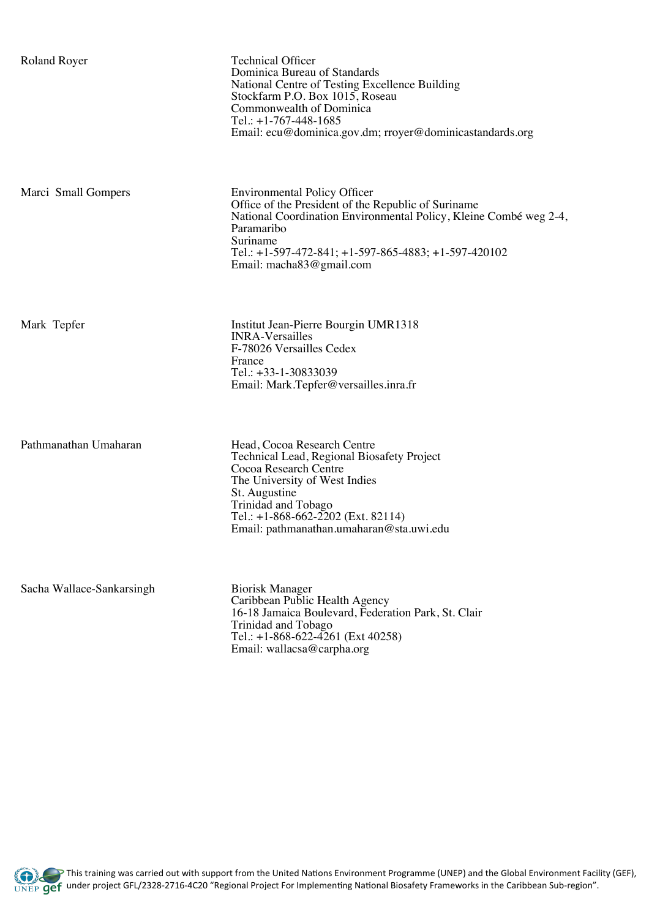| | |
|---|---|
| Roland Royer | Technical Officer<br>Dominica Bureau of Standards<br>National Centre of Testing Excellence Building<br>Stockfarm P.O. Box 1015, Roseau<br>Commonwealth of Dominica<br>Tel.: +1-767-448-1685<br>Email: ecu@dominica.gov.dm; rroyer@dominicastandards.org |
| Marci Small Gompers | Environmental Policy Officer<br>Office of the President of the Republic of Suriname<br>National Coordination Environmental Policy, Kleine Combé weg 2-4, Paramaribo<br>Suriname<br>Tel.: +1-597-472-841; +1-597-865-4883; +1-597-420102<br>Email: macha83@gmail.com |
| Mark Tepfer | Institut Jean-Pierre Bourgin UMR1318<br>INRA-Versailles<br>F-78026 Versailles Cedex<br>France<br>Tel.: +33-1-30833039<br>Email: Mark.Tepfer@versailles.inra.fr |
| Pathmanathan Umaharan | Head, Cocoa Research Centre<br>Technical Lead, Regional Biosafety Project<br>Cocoa Research Centre<br>The University of West Indies<br>St. Augustine<br>Trinidad and Tobago<br>Tel.: +1-868-662-2202 (Ext. 82114)<br>Email: pathmanathan.umaharan@sta.uwi.edu |
| Sacha Wallace-Sankarsingh | Biorisk Manager<br>Caribbean Public Health Agency<br>16-18 Jamaica Boulevard, Federation Park, St. Clair<br>Trinidad and Tobago<br>Tel.: +1-868-622-4261 (Ext 40258)<br>Email: wallacsa@carpha.org |

This training was carried out with support from the United Nations Environment Programme (UNEP) and the Global Environment Facility (GEF), under project GFL/2328-2716-4C20 "Regional Project For Implementing National Biosafety Frameworks in the Caribbean Sub-region".